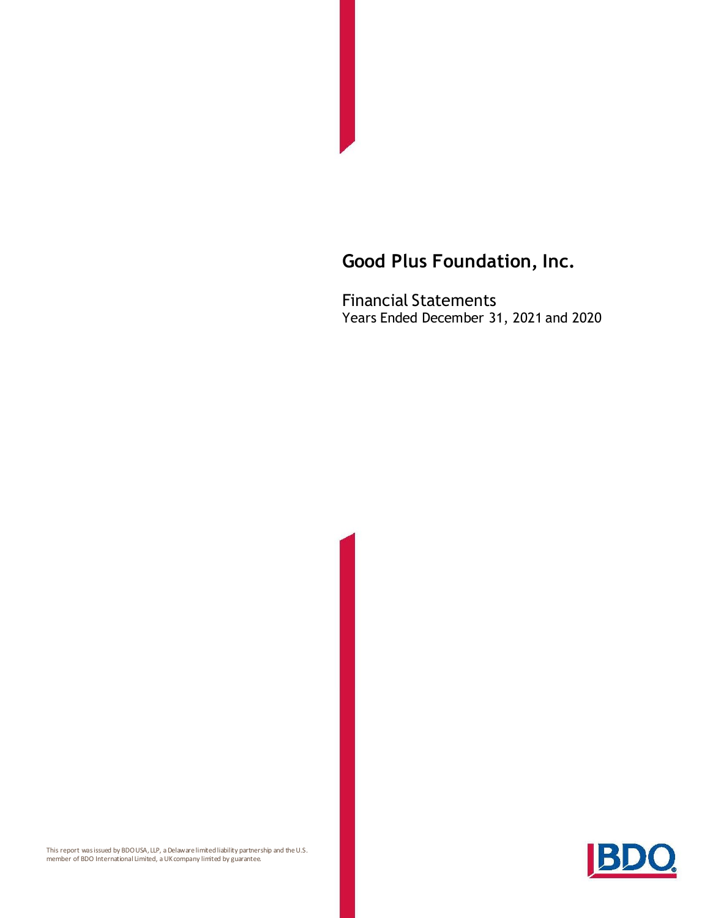# Good Plus Foundation, Inc.

Financial Statements
Years Ended December 31, 2021 and 2020

This report was issued by BDO USA, LLP, a Delaware limited liability partnership and the U.S. member of BDO International Limited, a UK company limited by guarantee.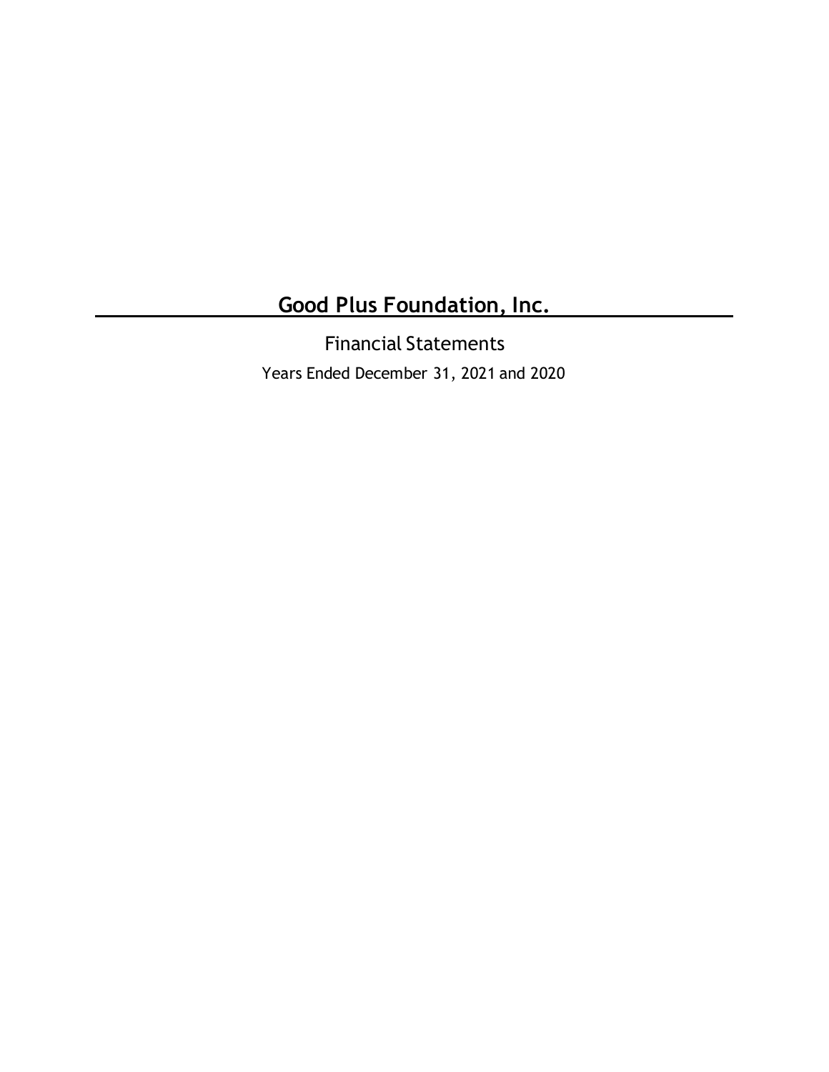# Good Plus Foundation, Inc.

Financial Statements

Years Ended December 31, 2021 and 2020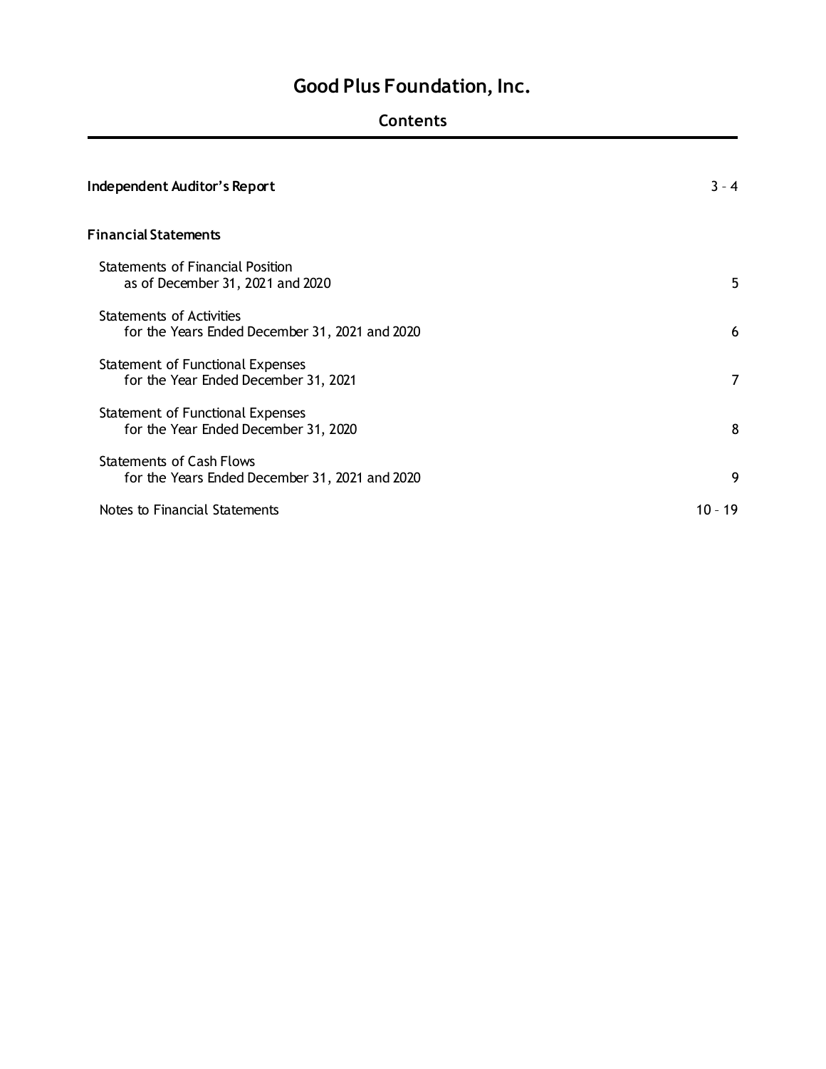# Good Plus Foundation, Inc.

## Contents

| | |
|---|---|
| **Independent Auditor's Report** | 3 – 4 |
| **Financial Statements** | |
| Statements of Financial Position as of December 31, 2021 and 2020 | 5 |
| Statements of Activities for the Years Ended December 31, 2021 and 2020 | 6 |
| Statement of Functional Expenses for the Year Ended December 31, 2021 | 7 |
| Statement of Functional Expenses for the Year Ended December 31, 2020 | 8 |
| Statements of Cash Flows for the Years Ended December 31, 2021 and 2020 | 9 |
| Notes to Financial Statements | 10 – 19 |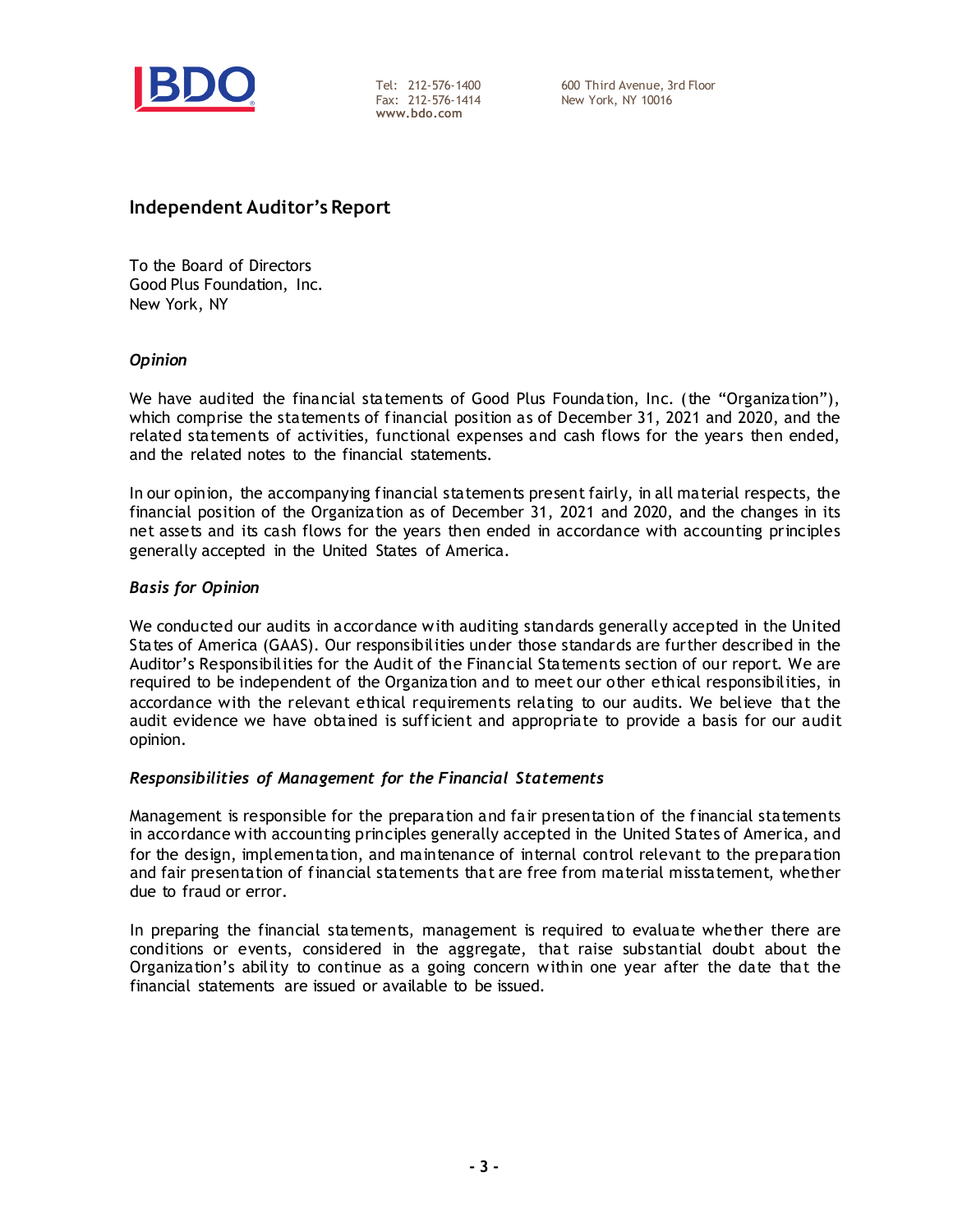Tel: 212-576-1400
Fax: 212-576-1414
www.bdo.com

600 Third Avenue, 3rd Floor
New York, NY 10016

## Independent Auditor's Report

To the Board of Directors
Good Plus Foundation, Inc.
New York, NY

### *Opinion*

We have audited the financial statements of Good Plus Foundation, Inc. (the "Organization"), which comprise the statements of financial position as of December 31, 2021 and 2020, and the related statements of activities, functional expenses and cash flows for the years then ended, and the related notes to the financial statements.

In our opinion, the accompanying financial statements present fairly, in all material respects, the financial position of the Organization as of December 31, 2021 and 2020, and the changes in its net assets and its cash flows for the years then ended in accordance with accounting principles generally accepted in the United States of America.

### *Basis for Opinion*

We conducted our audits in accordance with auditing standards generally accepted in the United States of America (GAAS). Our responsibilities under those standards are further described in the Auditor's Responsibilities for the Audit of the Financial Statements section of our report. We are required to be independent of the Organization and to meet our other ethical responsibilities, in accordance with the relevant ethical requirements relating to our audits. We believe that the audit evidence we have obtained is sufficient and appropriate to provide a basis for our audit opinion.

### *Responsibilities of Management for the Financial Statements*

Management is responsible for the preparation and fair presentation of the financial statements in accordance with accounting principles generally accepted in the United States of America, and for the design, implementation, and maintenance of internal control relevant to the preparation and fair presentation of financial statements that are free from material misstatement, whether due to fraud or error.

In preparing the financial statements, management is required to evaluate whether there are conditions or events, considered in the aggregate, that raise substantial doubt about the Organization's ability to continue as a going concern within one year after the date that the financial statements are issued or available to be issued.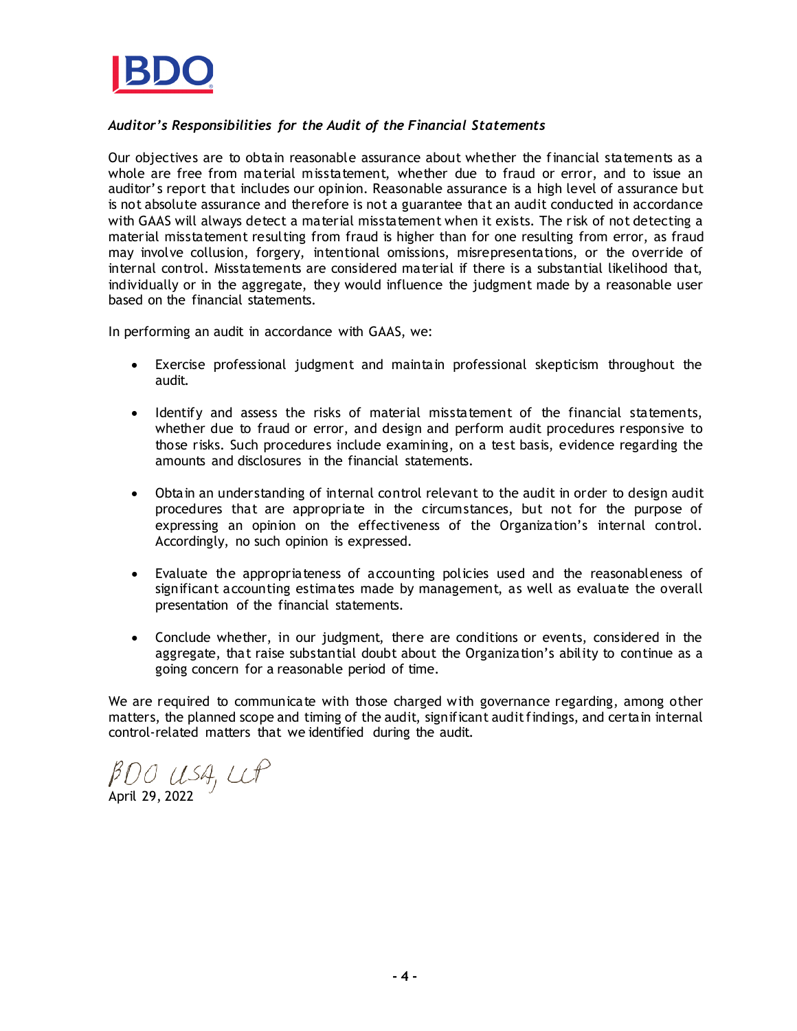*Auditor's Responsibilities for the Audit of the Financial Statements*

Our objectives are to obtain reasonable assurance about whether the financial statements as a whole are free from material misstatement, whether due to fraud or error, and to issue an auditor's report that includes our opinion. Reasonable assurance is a high level of assurance but is not absolute assurance and therefore is not a guarantee that an audit conducted in accordance with GAAS will always detect a material misstatement when it exists. The risk of not detecting a material misstatement resulting from fraud is higher than for one resulting from error, as fraud may involve collusion, forgery, intentional omissions, misrepresentations, or the override of internal control. Misstatements are considered material if there is a substantial likelihood that, individually or in the aggregate, they would influence the judgment made by a reasonable user based on the financial statements.

In performing an audit in accordance with GAAS, we:

- Exercise professional judgment and maintain professional skepticism throughout the audit.
- Identify and assess the risks of material misstatement of the financial statements, whether due to fraud or error, and design and perform audit procedures responsive to those risks. Such procedures include examining, on a test basis, evidence regarding the amounts and disclosures in the financial statements.
- Obtain an understanding of internal control relevant to the audit in order to design audit procedures that are appropriate in the circumstances, but not for the purpose of expressing an opinion on the effectiveness of the Organization's internal control. Accordingly, no such opinion is expressed.
- Evaluate the appropriateness of accounting policies used and the reasonableness of significant accounting estimates made by management, as well as evaluate the overall presentation of the financial statements.
- Conclude whether, in our judgment, there are conditions or events, considered in the aggregate, that raise substantial doubt about the Organization's ability to continue as a going concern for a reasonable period of time.

We are required to communicate with those charged with governance regarding, among other matters, the planned scope and timing of the audit, significant audit findings, and certain internal control-related matters that we identified during the audit.

BDO USA, LLP

April 29, 2022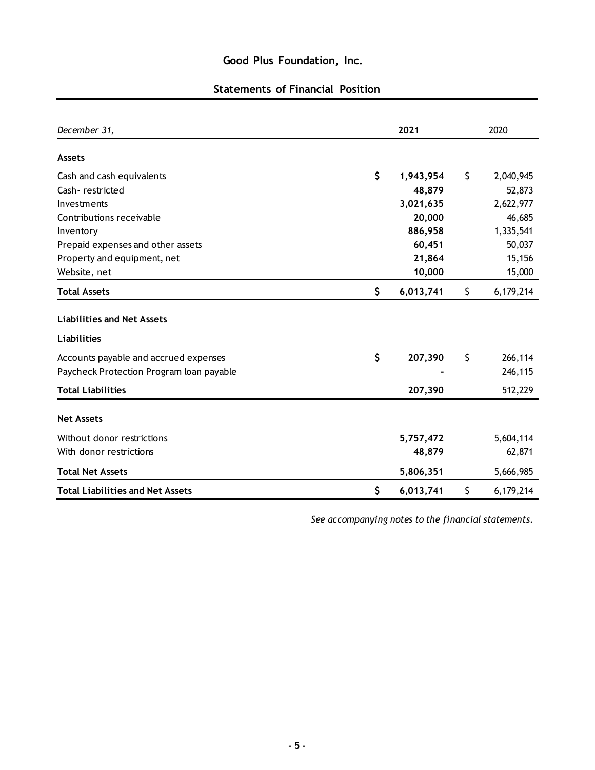# Good Plus Foundation, Inc.

## Statements of Financial Position

| *December 31,* | | **2021** | | 2020 |
|---|---|---|---|---|
| **Assets** | | | | |
| Cash and cash equivalents | **$** | **1,943,954** | $ | 2,040,945 |
| Cash- restricted | | **48,879** | | 52,873 |
| Investments | | **3,021,635** | | 2,622,977 |
| Contributions receivable | | **20,000** | | 46,685 |
| Inventory | | **886,958** | | 1,335,541 |
| Prepaid expenses and other assets | | **60,451** | | 50,037 |
| Property and equipment, net | | **21,864** | | 15,156 |
| Website, net | | **10,000** | | 15,000 |
| **Total Assets** | **$** | **6,013,741** | $ | 6,179,214 |
| **Liabilities and Net Assets** | | | | |
| **Liabilities** | | | | |
| Accounts payable and accrued expenses | **$** | **207,390** | $ | 266,114 |
| Paycheck Protection Program loan payable | | **-** | | 246,115 |
| **Total Liabilities** | | **207,390** | | 512,229 |
| **Net Assets** | | | | |
| Without donor restrictions | | **5,757,472** | | 5,604,114 |
| With donor restrictions | | **48,879** | | 62,871 |
| **Total Net Assets** | | **5,806,351** | | 5,666,985 |
| **Total Liabilities and Net Assets** | **$** | **6,013,741** | $ | 6,179,214 |

*See accompanying notes to the financial statements.*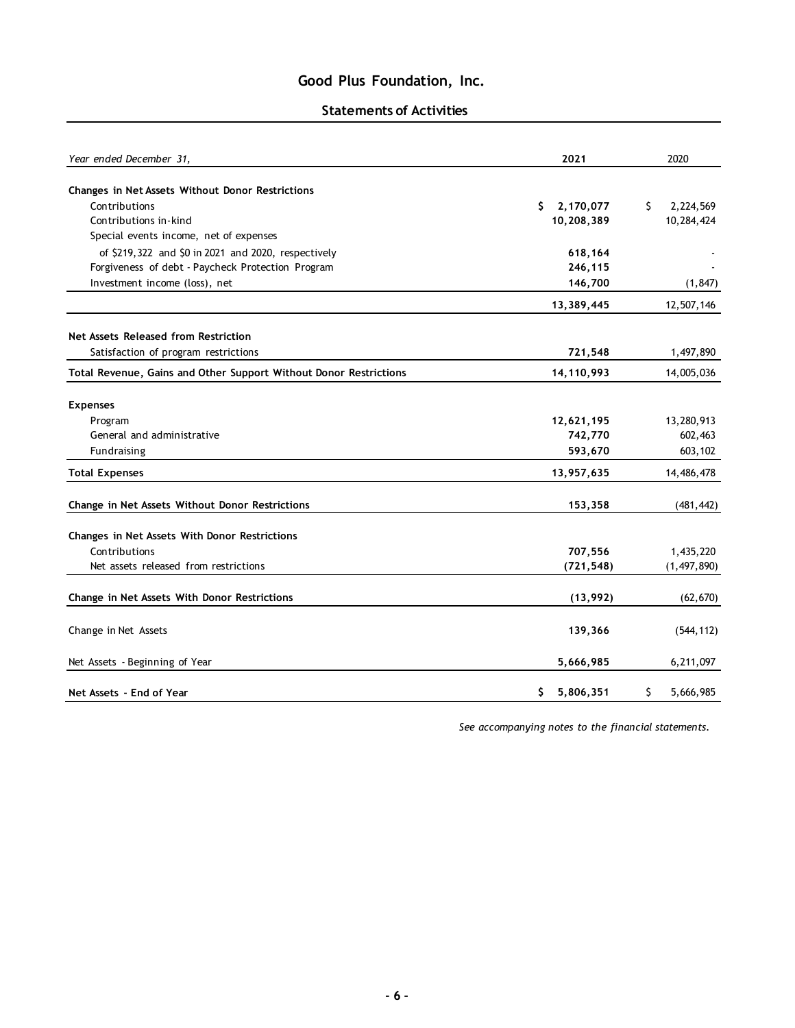# Good Plus Foundation, Inc.

## Statements of Activities

| *Year ended December 31,* | **2021** | 2020 |
|---|---|---|
| **Changes in Net Assets Without Donor Restrictions** | | |
| Contributions | **$ 2,170,077** | $ 2,224,569 |
| Contributions in-kind | **10,208,389** | 10,284,424 |
| Special events income, net of expenses of $219,322 and $0 in 2021 and 2020, respectively | **618,164** | - |
| Forgiveness of debt - Paycheck Protection Program | **246,115** | - |
| Investment income (loss), net | **146,700** | (1,847) |
| | **13,389,445** | 12,507,146 |
| **Net Assets Released from Restriction** | | |
| Satisfaction of program restrictions | **721,548** | 1,497,890 |
| **Total Revenue, Gains and Other Support Without Donor Restrictions** | **14,110,993** | 14,005,036 |
| **Expenses** | | |
| Program | **12,621,195** | 13,280,913 |
| General and administrative | **742,770** | 602,463 |
| Fundraising | **593,670** | 603,102 |
| **Total Expenses** | **13,957,635** | 14,486,478 |
| **Change in Net Assets Without Donor Restrictions** | **153,358** | (481,442) |
| **Changes in Net Assets With Donor Restrictions** | | |
| Contributions | **707,556** | 1,435,220 |
| Net assets released from restrictions | **(721,548)** | (1,497,890) |
| **Change in Net Assets With Donor Restrictions** | **(13,992)** | (62,670) |
| Change in Net Assets | **139,366** | (544,112) |
| Net Assets - Beginning of Year | **5,666,985** | 6,211,097 |
| **Net Assets - End of Year** | **$ 5,806,351** | $ 5,666,985 |

*See accompanying notes to the financial statements.*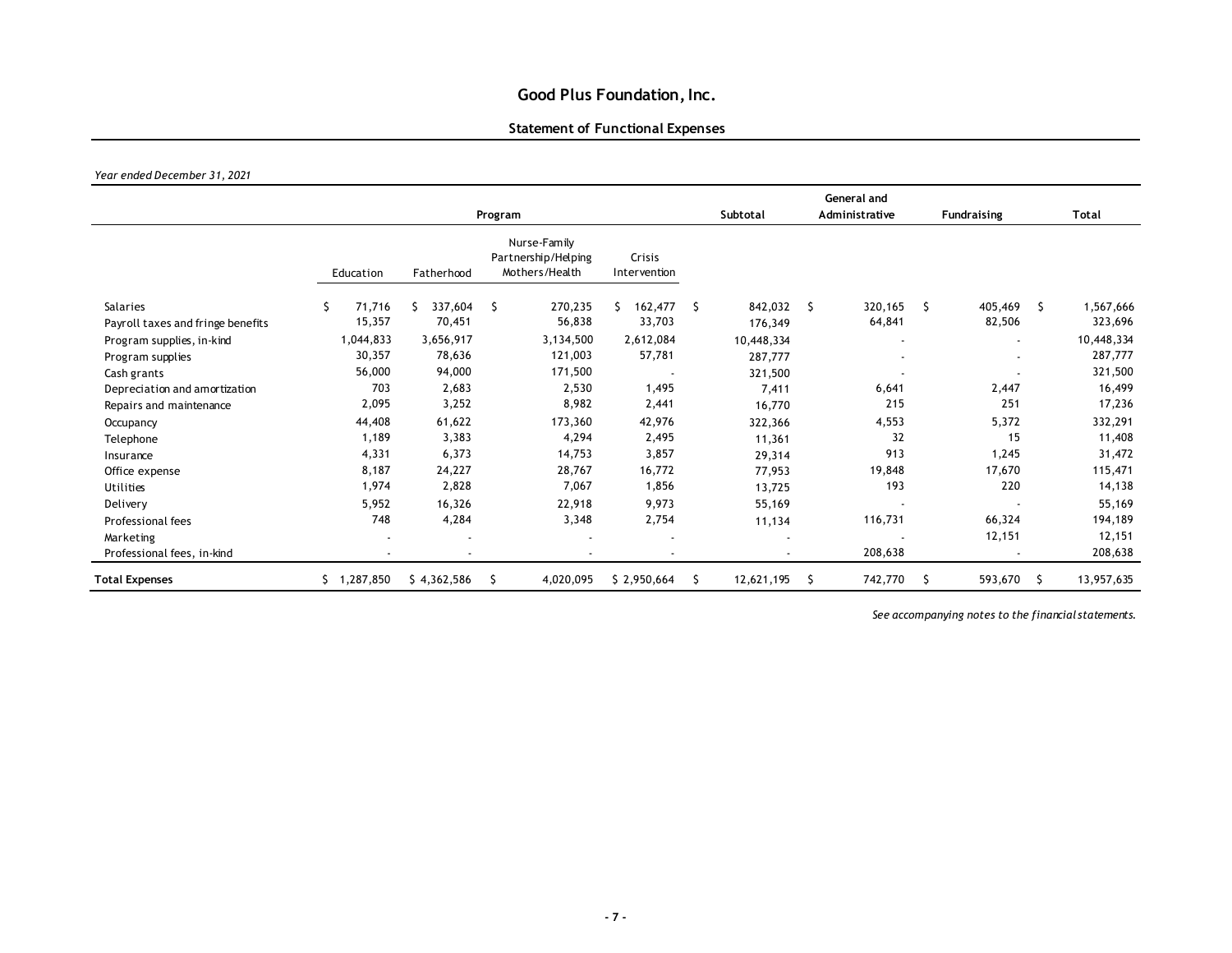# Good Plus Foundation, Inc.

## Statement of Functional Expenses

*Year ended December 31, 2021*

| | Program | | | | Subtotal | General and Administrative | Fundraising | Total |
|---|---|---|---|---|---|---|---|---|
| | Education | Fatherhood | Nurse-Family Partnership/Helping Mothers/Health | Crisis Intervention | | | | |
| Salaries | $ 71,716 | $ 337,604 | $ 270,235 | $ 162,477 | $ 842,032 | $ 320,165 | $ 405,469 | $ 1,567,666 |
| Payroll taxes and fringe benefits | 15,357 | 70,451 | 56,838 | 33,703 | 176,349 | 64,841 | 82,506 | 323,696 |
| Program supplies, in-kind | 1,044,833 | 3,656,917 | 3,134,500 | 2,612,084 | 10,448,334 | - | - | 10,448,334 |
| Program supplies | 30,357 | 78,636 | 121,003 | 57,781 | 287,777 | - | - | 287,777 |
| Cash grants | 56,000 | 94,000 | 171,500 | - | 321,500 | - | - | 321,500 |
| Depreciation and amortization | 703 | 2,683 | 2,530 | 1,495 | 7,411 | 6,641 | 2,447 | 16,499 |
| Repairs and maintenance | 2,095 | 3,252 | 8,982 | 2,441 | 16,770 | 215 | 251 | 17,236 |
| Occupancy | 44,408 | 61,622 | 173,360 | 42,976 | 322,366 | 4,553 | 5,372 | 332,291 |
| Telephone | 1,189 | 3,383 | 4,294 | 2,495 | 11,361 | 32 | 15 | 11,408 |
| Insurance | 4,331 | 6,373 | 14,753 | 3,857 | 29,314 | 913 | 1,245 | 31,472 |
| Office expense | 8,187 | 24,227 | 28,767 | 16,772 | 77,953 | 19,848 | 17,670 | 115,471 |
| Utilities | 1,974 | 2,828 | 7,067 | 1,856 | 13,725 | 193 | 220 | 14,138 |
| Delivery | 5,952 | 16,326 | 22,918 | 9,973 | 55,169 | - | - | 55,169 |
| Professional fees | 748 | 4,284 | 3,348 | 2,754 | 11,134 | 116,731 | 66,324 | 194,189 |
| Marketing | - | - | - | - | - | - | 12,151 | 12,151 |
| Professional fees, in-kind | - | - | - | - | - | 208,638 | - | 208,638 |
| **Total Expenses** | $ 1,287,850 | $ 4,362,586 | $ 4,020,095 | $ 2,950,664 | $ 12,621,195 | $ 742,770 | $ 593,670 | $ 13,957,635 |

*See accompanying notes to the financial statements.*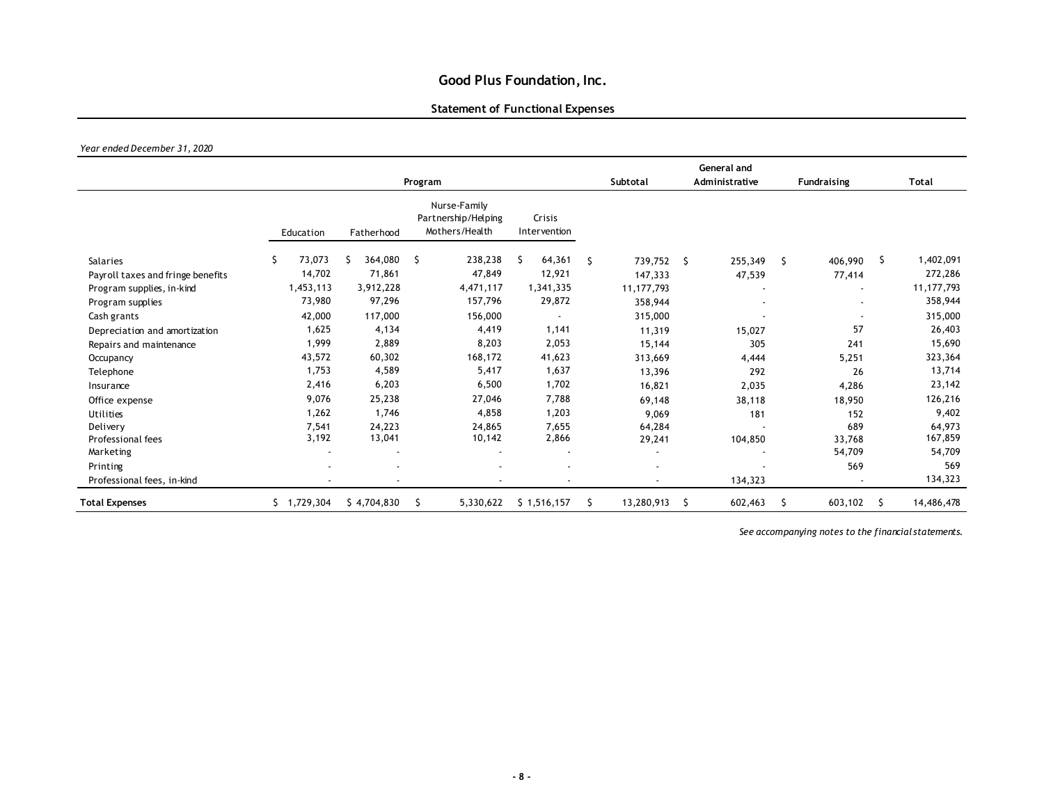# Good Plus Foundation, Inc.

## Statement of Functional Expenses

*Year ended December 31, 2020*

| | Program | | | | Subtotal | General and Administrative | Fundraising | Total |
|---|---|---|---|---|---|---|---|---|
| | Education | Fatherhood | Nurse-Family Partnership/Helping Mothers/Health | Crisis Intervention | | | | |
| Salaries | $ 73,073 | $ 364,080 | $ 238,238 | $ 64,361 | $ 739,752 | $ 255,349 | $ 406,990 | $ 1,402,091 |
| Payroll taxes and fringe benefits | 14,702 | 71,861 | 47,849 | 12,921 | 147,333 | 47,539 | 77,414 | 272,286 |
| Program supplies, in-kind | 1,453,113 | 3,912,228 | 4,471,117 | 1,341,335 | 11,177,793 | - | - | 11,177,793 |
| Program supplies | 73,980 | 97,296 | 157,796 | 29,872 | 358,944 | - | - | 358,944 |
| Cash grants | 42,000 | 117,000 | 156,000 | - | 315,000 | - | - | 315,000 |
| Depreciation and amortization | 1,625 | 4,134 | 4,419 | 1,141 | 11,319 | 15,027 | 57 | 26,403 |
| Repairs and maintenance | 1,999 | 2,889 | 8,203 | 2,053 | 15,144 | 305 | 241 | 15,690 |
| Occupancy | 43,572 | 60,302 | 168,172 | 41,623 | 313,669 | 4,444 | 5,251 | 323,364 |
| Telephone | 1,753 | 4,589 | 5,417 | 1,637 | 13,396 | 292 | 26 | 13,714 |
| Insurance | 2,416 | 6,203 | 6,500 | 1,702 | 16,821 | 2,035 | 4,286 | 23,142 |
| Office expense | 9,076 | 25,238 | 27,046 | 7,788 | 69,148 | 38,118 | 18,950 | 126,216 |
| Utilities | 1,262 | 1,746 | 4,858 | 1,203 | 9,069 | 181 | 152 | 9,402 |
| Delivery | 7,541 | 24,223 | 24,865 | 7,655 | 64,284 | - | 689 | 64,973 |
| Professional fees | 3,192 | 13,041 | 10,142 | 2,866 | 29,241 | 104,850 | 33,768 | 167,859 |
| Marketing | - | - | - | - | - | - | 54,709 | 54,709 |
| Printing | - | - | - | - | - | - | 569 | 569 |
| Professional fees, in-kind | - | - | - | - | - | 134,323 | - | 134,323 |
| **Total Expenses** | $ 1,729,304 | $ 4,704,830 | $ 5,330,622 | $ 1,516,157 | $ 13,280,913 | $ 602,463 | $ 603,102 | $ 14,486,478 |

*See accompanying notes to the financial statements.*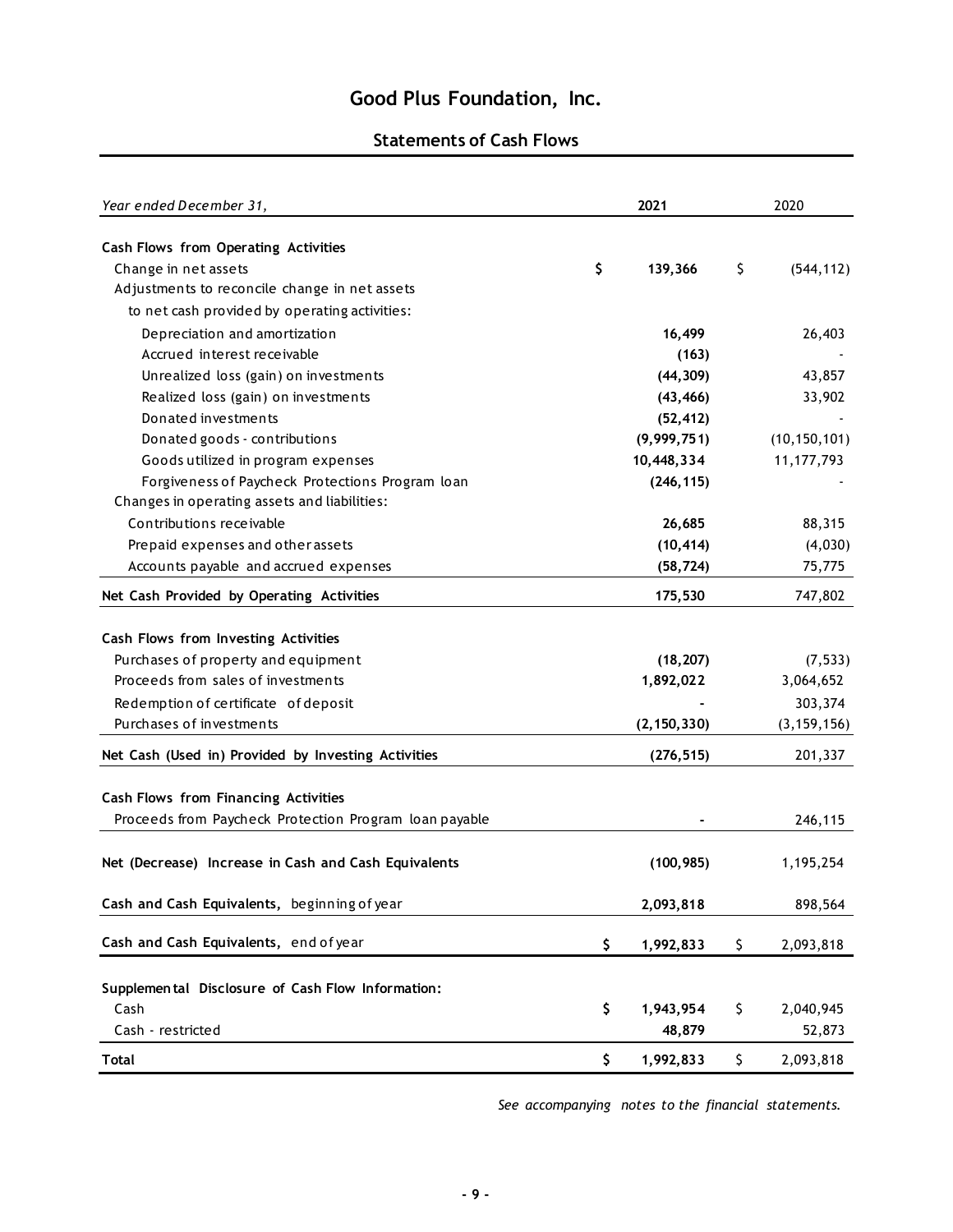# Good Plus Foundation, Inc.

## Statements of Cash Flows

| *Year ended December 31,* | **2021** | 2020 |
|---|---|---|
| **Cash Flows from Operating Activities** | | |
| Change in net assets | **$ 139,366** | $ (544,112) |
| Adjustments to reconcile change in net assets to net cash provided by operating activities: | | |
| Depreciation and amortization | **16,499** | 26,403 |
| Accrued interest receivable | **(163)** | - |
| Unrealized loss (gain) on investments | **(44,309)** | 43,857 |
| Realized loss (gain) on investments | **(43,466)** | 33,902 |
| Donated investments | **(52,412)** | - |
| Donated goods - contributions | **(9,999,751)** | (10,150,101) |
| Goods utilized in program expenses | **10,448,334** | 11,177,793 |
| Forgiveness of Paycheck Protections Program loan | **(246,115)** | - |
| Changes in operating assets and liabilities: | | |
| Contributions receivable | **26,685** | 88,315 |
| Prepaid expenses and other assets | **(10,414)** | (4,030) |
| Accounts payable and accrued expenses | **(58,724)** | 75,775 |
| **Net Cash Provided by Operating Activities** | **175,530** | 747,802 |
| **Cash Flows from Investing Activities** | | |
| Purchases of property and equipment | **(18,207)** | (7,533) |
| Proceeds from sales of investments | **1,892,022** | 3,064,652 |
| Redemption of certificate of deposit | **-** | 303,374 |
| Purchases of investments | **(2,150,330)** | (3,159,156) |
| **Net Cash (Used in) Provided by Investing Activities** | **(276,515)** | 201,337 |
| **Cash Flows from Financing Activities** | | |
| Proceeds from Paycheck Protection Program loan payable | **-** | 246,115 |
| **Net (Decrease) Increase in Cash and Cash Equivalents** | **(100,985)** | 1,195,254 |
| **Cash and Cash Equivalents,** beginning of year | **2,093,818** | 898,564 |
| **Cash and Cash Equivalents,** end of year | **$ 1,992,833** | $ 2,093,818 |
| **Supplemental Disclosure of Cash Flow Information:** | | |
| Cash | **$ 1,943,954** | $ 2,040,945 |
| Cash - restricted | **48,879** | 52,873 |
| **Total** | **$ 1,992,833** | $ 2,093,818 |

*See accompanying notes to the financial statements.*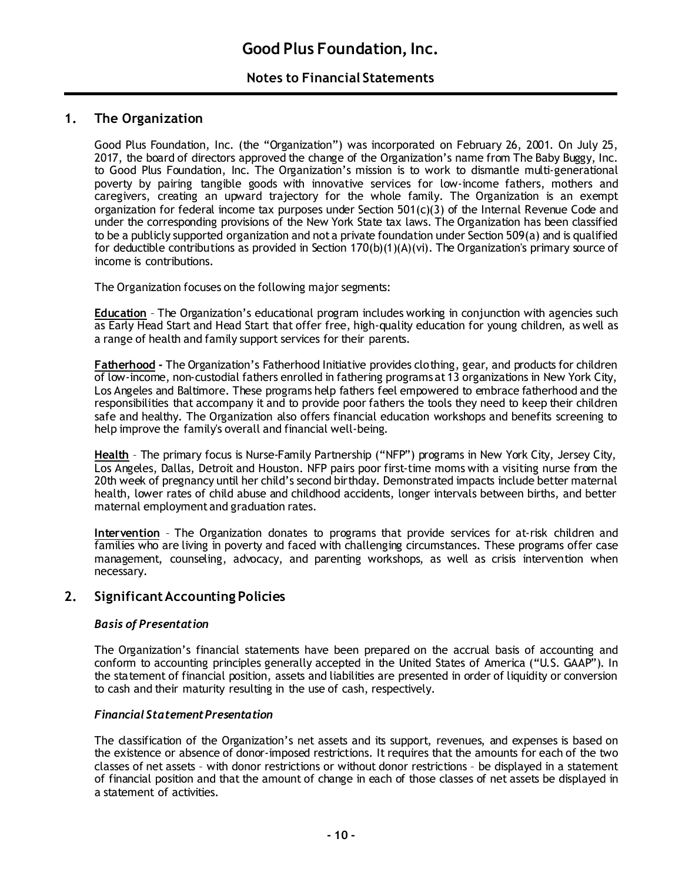# Good Plus Foundation, Inc.

## Notes to Financial Statements

## 1. The Organization

Good Plus Foundation, Inc. (the "Organization") was incorporated on February 26, 2001. On July 25, 2017, the board of directors approved the change of the Organization's name from The Baby Buggy, Inc. to Good Plus Foundation, Inc. The Organization's mission is to work to dismantle multi-generational poverty by pairing tangible goods with innovative services for low-income fathers, mothers and caregivers, creating an upward trajectory for the whole family. The Organization is an exempt organization for federal income tax purposes under Section 501(c)(3) of the Internal Revenue Code and under the corresponding provisions of the New York State tax laws. The Organization has been classified to be a publicly supported organization and not a private foundation under Section 509(a) and is qualified for deductible contributions as provided in Section 170(b)(1)(A)(vi). The Organization's primary source of income is contributions.

The Organization focuses on the following major segments:

**Education** – The Organization's educational program includes working in conjunction with agencies such as Early Head Start and Head Start that offer free, high-quality education for young children, as well as a range of health and family support services for their parents.

**Fatherhood -** The Organization's Fatherhood Initiative provides clothing, gear, and products for children of low-income, non-custodial fathers enrolled in fathering programs at 13 organizations in New York City, Los Angeles and Baltimore. These programs help fathers feel empowered to embrace fatherhood and the responsibilities that accompany it and to provide poor fathers the tools they need to keep their children safe and healthy. The Organization also offers financial education workshops and benefits screening to help improve the family's overall and financial well-being.

**Health** – The primary focus is Nurse-Family Partnership ("NFP") programs in New York City, Jersey City, Los Angeles, Dallas, Detroit and Houston. NFP pairs poor first-time moms with a visiting nurse from the 20th week of pregnancy until her child's second birthday. Demonstrated impacts include better maternal health, lower rates of child abuse and childhood accidents, longer intervals between births, and better maternal employment and graduation rates.

**Intervention** – The Organization donates to programs that provide services for at-risk children and families who are living in poverty and faced with challenging circumstances. These programs offer case management, counseling, advocacy, and parenting workshops, as well as crisis intervention when necessary.

## 2. Significant Accounting Policies

### *Basis of Presentation*

The Organization's financial statements have been prepared on the accrual basis of accounting and conform to accounting principles generally accepted in the United States of America ("U.S. GAAP"). In the statement of financial position, assets and liabilities are presented in order of liquidity or conversion to cash and their maturity resulting in the use of cash, respectively.

### *Financial Statement Presentation*

The classification of the Organization's net assets and its support, revenues, and expenses is based on the existence or absence of donor-imposed restrictions. It requires that the amounts for each of the two classes of net assets – with donor restrictions or without donor restrictions – be displayed in a statement of financial position and that the amount of change in each of those classes of net assets be displayed in a statement of activities.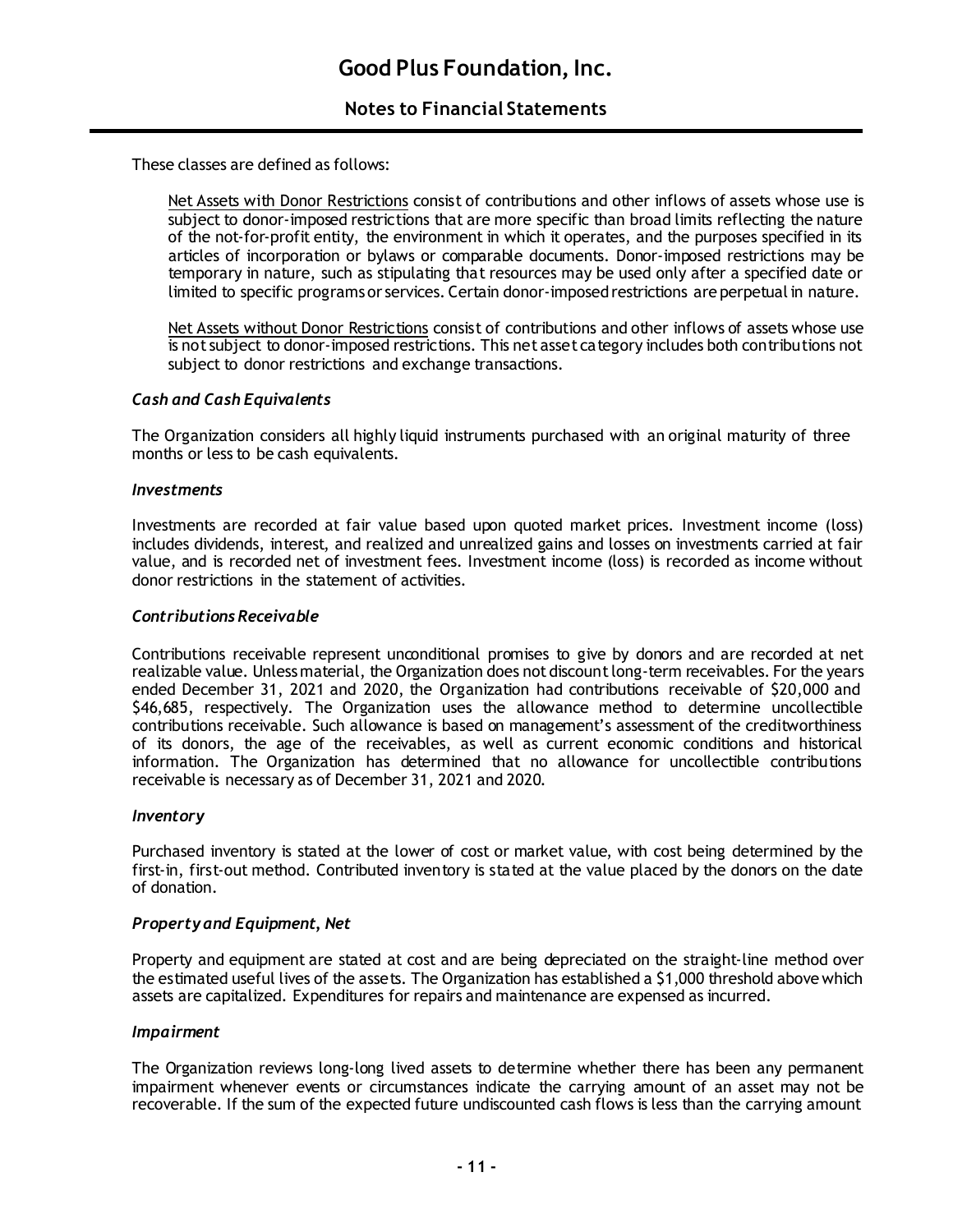These classes are defined as follows:

Net Assets with Donor Restrictions consist of contributions and other inflows of assets whose use is subject to donor-imposed restrictions that are more specific than broad limits reflecting the nature of the not-for-profit entity, the environment in which it operates, and the purposes specified in its articles of incorporation or bylaws or comparable documents. Donor-imposed restrictions may be temporary in nature, such as stipulating that resources may be used only after a specified date or limited to specific programs or services. Certain donor-imposed restrictions are perpetual in nature.

Net Assets without Donor Restrictions consist of contributions and other inflows of assets whose use is not subject to donor-imposed restrictions. This net asset category includes both contributions not subject to donor restrictions and exchange transactions.

### *Cash and Cash Equivalents*

The Organization considers all highly liquid instruments purchased with an original maturity of three months or less to be cash equivalents.

### *Investments*

Investments are recorded at fair value based upon quoted market prices. Investment income (loss) includes dividends, interest, and realized and unrealized gains and losses on investments carried at fair value, and is recorded net of investment fees. Investment income (loss) is recorded as income without donor restrictions in the statement of activities.

### *Contributions Receivable*

Contributions receivable represent unconditional promises to give by donors and are recorded at net realizable value. Unless material, the Organization does not discount long-term receivables. For the years ended December 31, 2021 and 2020, the Organization had contributions receivable of $20,000 and $46,685, respectively. The Organization uses the allowance method to determine uncollectible contributions receivable. Such allowance is based on management's assessment of the creditworthiness of its donors, the age of the receivables, as well as current economic conditions and historical information. The Organization has determined that no allowance for uncollectible contributions receivable is necessary as of December 31, 2021 and 2020.

### *Inventory*

Purchased inventory is stated at the lower of cost or market value, with cost being determined by the first-in, first-out method. Contributed inventory is stated at the value placed by the donors on the date of donation.

### *Property and Equipment, Net*

Property and equipment are stated at cost and are being depreciated on the straight-line method over the estimated useful lives of the assets. The Organization has established a $1,000 threshold above which assets are capitalized. Expenditures for repairs and maintenance are expensed as incurred.

### *Impairment*

The Organization reviews long-long lived assets to determine whether there has been any permanent impairment whenever events or circumstances indicate the carrying amount of an asset may not be recoverable. If the sum of the expected future undiscounted cash flows is less than the carrying amount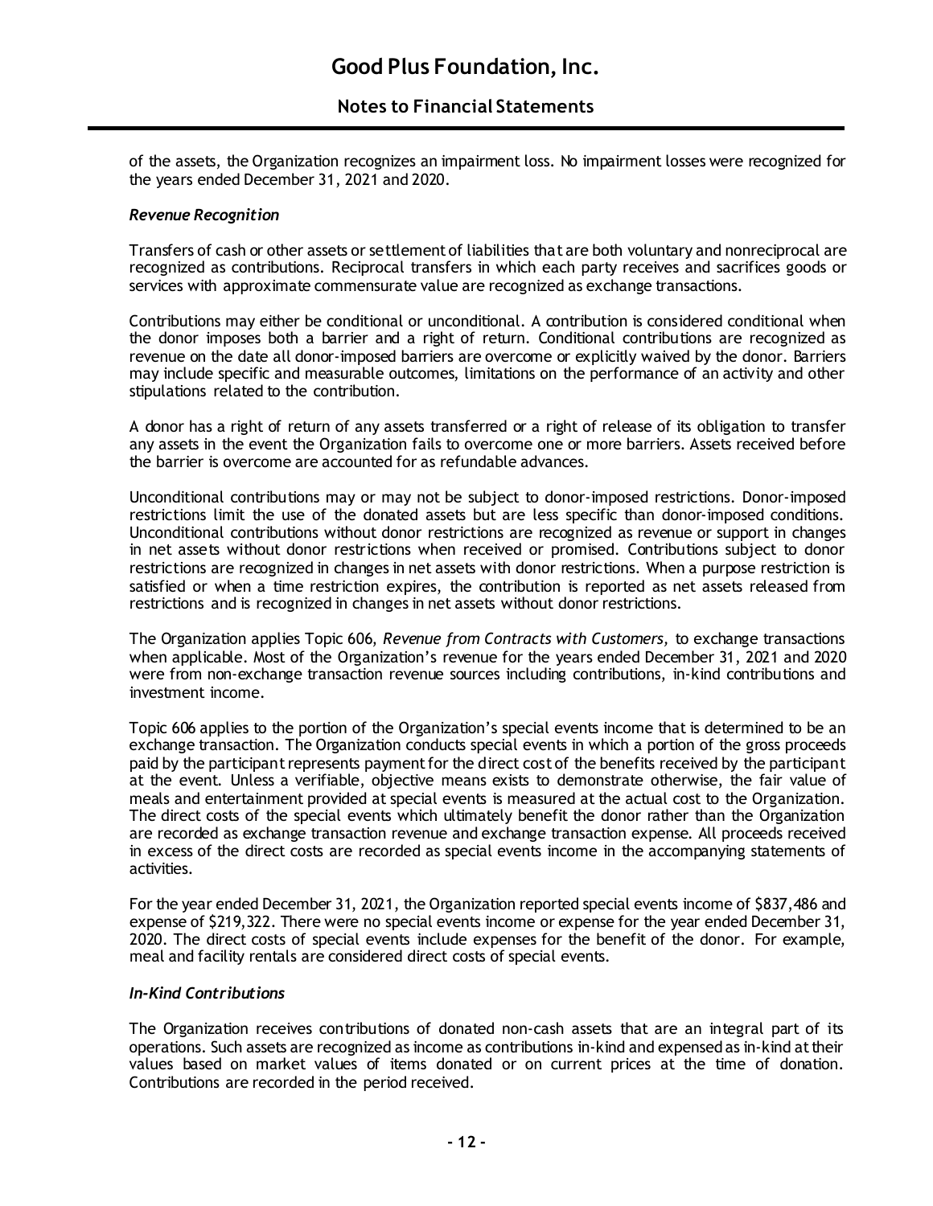of the assets, the Organization recognizes an impairment loss. No impairment losses were recognized for the years ended December 31, 2021 and 2020.

### *Revenue Recognition*

Transfers of cash or other assets or settlement of liabilities that are both voluntary and nonreciprocal are recognized as contributions. Reciprocal transfers in which each party receives and sacrifices goods or services with approximate commensurate value are recognized as exchange transactions.

Contributions may either be conditional or unconditional. A contribution is considered conditional when the donor imposes both a barrier and a right of return. Conditional contributions are recognized as revenue on the date all donor-imposed barriers are overcome or explicitly waived by the donor. Barriers may include specific and measurable outcomes, limitations on the performance of an activity and other stipulations related to the contribution.

A donor has a right of return of any assets transferred or a right of release of its obligation to transfer any assets in the event the Organization fails to overcome one or more barriers. Assets received before the barrier is overcome are accounted for as refundable advances.

Unconditional contributions may or may not be subject to donor-imposed restrictions. Donor-imposed restrictions limit the use of the donated assets but are less specific than donor-imposed conditions. Unconditional contributions without donor restrictions are recognized as revenue or support in changes in net assets without donor restrictions when received or promised. Contributions subject to donor restrictions are recognized in changes in net assets with donor restrictions. When a purpose restriction is satisfied or when a time restriction expires, the contribution is reported as net assets released from restrictions and is recognized in changes in net assets without donor restrictions.

The Organization applies Topic 606, *Revenue from Contracts with Customers,* to exchange transactions when applicable. Most of the Organization's revenue for the years ended December 31, 2021 and 2020 were from non-exchange transaction revenue sources including contributions, in-kind contributions and investment income.

Topic 606 applies to the portion of the Organization's special events income that is determined to be an exchange transaction. The Organization conducts special events in which a portion of the gross proceeds paid by the participant represents payment for the direct cost of the benefits received by the participant at the event. Unless a verifiable, objective means exists to demonstrate otherwise, the fair value of meals and entertainment provided at special events is measured at the actual cost to the Organization. The direct costs of the special events which ultimately benefit the donor rather than the Organization are recorded as exchange transaction revenue and exchange transaction expense. All proceeds received in excess of the direct costs are recorded as special events income in the accompanying statements of activities.

For the year ended December 31, 2021, the Organization reported special events income of $837,486 and expense of $219,322. There were no special events income or expense for the year ended December 31, 2020. The direct costs of special events include expenses for the benefit of the donor. For example, meal and facility rentals are considered direct costs of special events.

### *In-Kind Contributions*

The Organization receives contributions of donated non-cash assets that are an integral part of its operations. Such assets are recognized as income as contributions in-kind and expensed as in-kind at their values based on market values of items donated or on current prices at the time of donation. Contributions are recorded in the period received.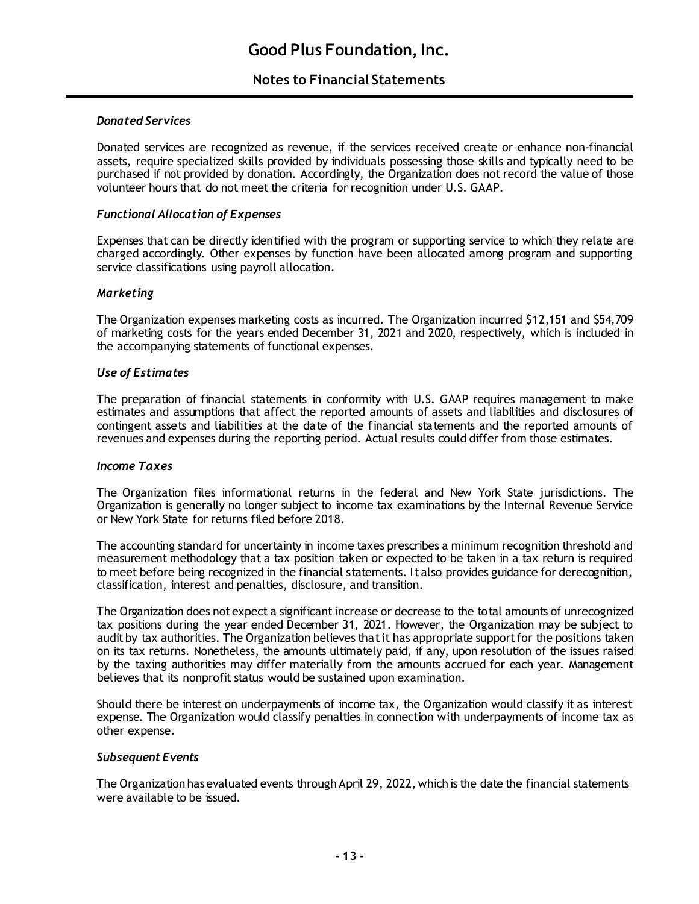#### *Donated Services*

Donated services are recognized as revenue, if the services received create or enhance non-financial assets, require specialized skills provided by individuals possessing those skills and typically need to be purchased if not provided by donation. Accordingly, the Organization does not record the value of those volunteer hours that do not meet the criteria for recognition under U.S. GAAP.

#### *Functional Allocation of Expenses*

Expenses that can be directly identified with the program or supporting service to which they relate are charged accordingly. Other expenses by function have been allocated among program and supporting service classifications using payroll allocation.

#### *Marketing*

The Organization expenses marketing costs as incurred. The Organization incurred $12,151 and $54,709 of marketing costs for the years ended December 31, 2021 and 2020, respectively, which is included in the accompanying statements of functional expenses.

#### *Use of Estimates*

The preparation of financial statements in conformity with U.S. GAAP requires management to make estimates and assumptions that affect the reported amounts of assets and liabilities and disclosures of contingent assets and liabilities at the date of the financial statements and the reported amounts of revenues and expenses during the reporting period. Actual results could differ from those estimates.

#### *Income Taxes*

The Organization files informational returns in the federal and New York State jurisdictions. The Organization is generally no longer subject to income tax examinations by the Internal Revenue Service or New York State for returns filed before 2018.

The accounting standard for uncertainty in income taxes prescribes a minimum recognition threshold and measurement methodology that a tax position taken or expected to be taken in a tax return is required to meet before being recognized in the financial statements. It also provides guidance for derecognition, classification, interest and penalties, disclosure, and transition.

The Organization does not expect a significant increase or decrease to the total amounts of unrecognized tax positions during the year ended December 31, 2021. However, the Organization may be subject to audit by tax authorities. The Organization believes that it has appropriate support for the positions taken on its tax returns. Nonetheless, the amounts ultimately paid, if any, upon resolution of the issues raised by the taxing authorities may differ materially from the amounts accrued for each year. Management believes that its nonprofit status would be sustained upon examination.

Should there be interest on underpayments of income tax, the Organization would classify it as interest expense. The Organization would classify penalties in connection with underpayments of income tax as other expense.

#### *Subsequent Events*

The Organization has evaluated events through April 29, 2022, which is the date the financial statements were available to be issued.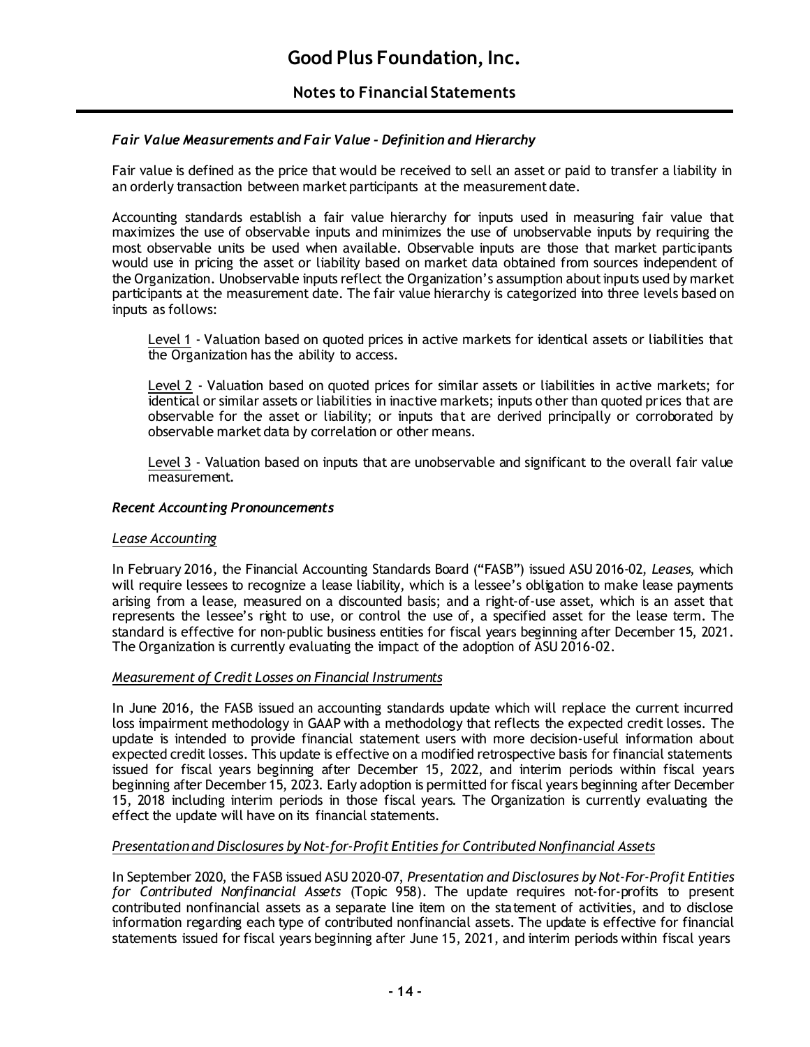### *Fair Value Measurements and Fair Value - Definition and Hierarchy*

Fair value is defined as the price that would be received to sell an asset or paid to transfer a liability in an orderly transaction between market participants at the measurement date.

Accounting standards establish a fair value hierarchy for inputs used in measuring fair value that maximizes the use of observable inputs and minimizes the use of unobservable inputs by requiring the most observable units be used when available. Observable inputs are those that market participants would use in pricing the asset or liability based on market data obtained from sources independent of the Organization. Unobservable inputs reflect the Organization's assumption about inputs used by market participants at the measurement date. The fair value hierarchy is categorized into three levels based on inputs as follows:

> Level 1 - Valuation based on quoted prices in active markets for identical assets or liabilities that the Organization has the ability to access.
>
> Level 2 - Valuation based on quoted prices for similar assets or liabilities in active markets; for identical or similar assets or liabilities in inactive markets; inputs other than quoted prices that are observable for the asset or liability; or inputs that are derived principally or corroborated by observable market data by correlation or other means.
>
> Level 3 - Valuation based on inputs that are unobservable and significant to the overall fair value measurement.

### *Recent Accounting Pronouncements*

*Lease Accounting*

In February 2016, the Financial Accounting Standards Board ("FASB") issued ASU 2016-02, *Leases*, which will require lessees to recognize a lease liability, which is a lessee's obligation to make lease payments arising from a lease, measured on a discounted basis; and a right-of-use asset, which is an asset that represents the lessee's right to use, or control the use of, a specified asset for the lease term. The standard is effective for non-public business entities for fiscal years beginning after December 15, 2021. The Organization is currently evaluating the impact of the adoption of ASU 2016-02.

*Measurement of Credit Losses on Financial Instruments*

In June 2016, the FASB issued an accounting standards update which will replace the current incurred loss impairment methodology in GAAP with a methodology that reflects the expected credit losses. The update is intended to provide financial statement users with more decision-useful information about expected credit losses. This update is effective on a modified retrospective basis for financial statements issued for fiscal years beginning after December 15, 2022, and interim periods within fiscal years beginning after December 15, 2023. Early adoption is permitted for fiscal years beginning after December 15, 2018 including interim periods in those fiscal years. The Organization is currently evaluating the effect the update will have on its financial statements.

*Presentation and Disclosures by Not-for-Profit Entities for Contributed Nonfinancial Assets*

In September 2020, the FASB issued ASU 2020-07, *Presentation and Disclosures by Not-For-Profit Entities for Contributed Nonfinancial Assets* (Topic 958). The update requires not-for-profits to present contributed nonfinancial assets as a separate line item on the statement of activities, and to disclose information regarding each type of contributed nonfinancial assets. The update is effective for financial statements issued for fiscal years beginning after June 15, 2021, and interim periods within fiscal years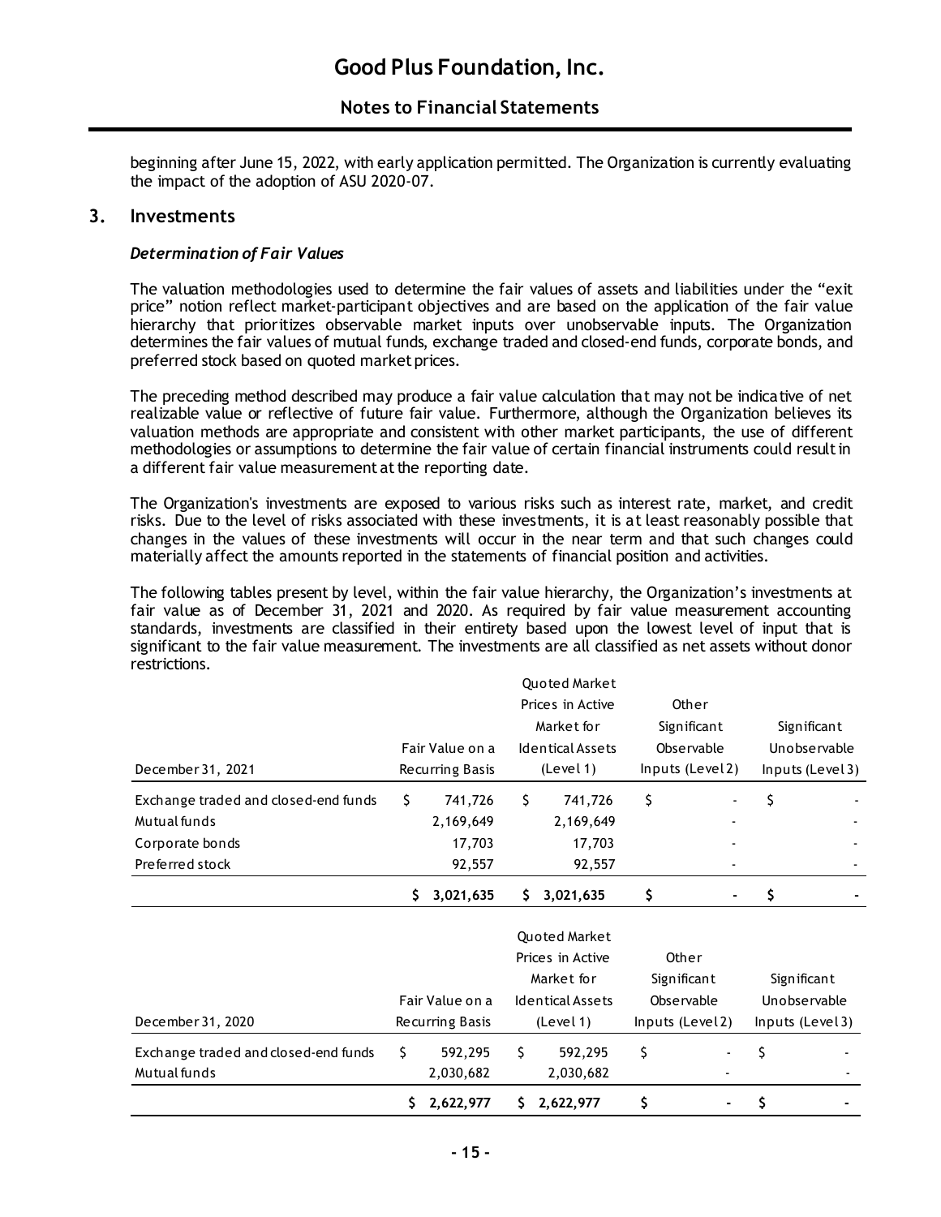beginning after June 15, 2022, with early application permitted. The Organization is currently evaluating the impact of the adoption of ASU 2020-07.

## 3. Investments

### *Determination of Fair Values*

The valuation methodologies used to determine the fair values of assets and liabilities under the "exit price" notion reflect market-participant objectives and are based on the application of the fair value hierarchy that prioritizes observable market inputs over unobservable inputs. The Organization determines the fair values of mutual funds, exchange traded and closed-end funds, corporate bonds, and preferred stock based on quoted market prices.

The preceding method described may produce a fair value calculation that may not be indicative of net realizable value or reflective of future fair value. Furthermore, although the Organization believes its valuation methods are appropriate and consistent with other market participants, the use of different methodologies or assumptions to determine the fair value of certain financial instruments could result in a different fair value measurement at the reporting date.

The Organization's investments are exposed to various risks such as interest rate, market, and credit risks. Due to the level of risks associated with these investments, it is at least reasonably possible that changes in the values of these investments will occur in the near term and that such changes could materially affect the amounts reported in the statements of financial position and activities.

The following tables present by level, within the fair value hierarchy, the Organization's investments at fair value as of December 31, 2021 and 2020. As required by fair value measurement accounting standards, investments are classified in their entirety based upon the lowest level of input that is significant to the fair value measurement. The investments are all classified as net assets without donor restrictions.

| December 31, 2021 | Fair Value on a Recurring Basis | Quoted Market Prices in Active Market for Identical Assets (Level 1) | Other Significant Observable Inputs (Level 2) | Significant Unobservable Inputs (Level 3) |
|---|---|---|---|---|
| Exchange traded and closed-end funds | $ 741,726 | $ 741,726 | $ - | $ - |
| Mutual funds | 2,169,649 | 2,169,649 | - | - |
| Corporate bonds | 17,703 | 17,703 | - | - |
| Preferred stock | 92,557 | 92,557 | - | - |
| | **$ 3,021,635** | **$ 3,021,635** | **$ -** | **$ -** |

| December 31, 2020 | Fair Value on a Recurring Basis | Quoted Market Prices in Active Market for Identical Assets (Level 1) | Other Significant Observable Inputs (Level 2) | Significant Unobservable Inputs (Level 3) |
|---|---|---|---|---|
| Exchange traded and closed-end funds | $ 592,295 | $ 592,295 | $ - | $ - |
| Mutual funds | 2,030,682 | 2,030,682 | - | - |
| | **$ 2,622,977** | **$ 2,622,977** | **$ -** | **$ -** |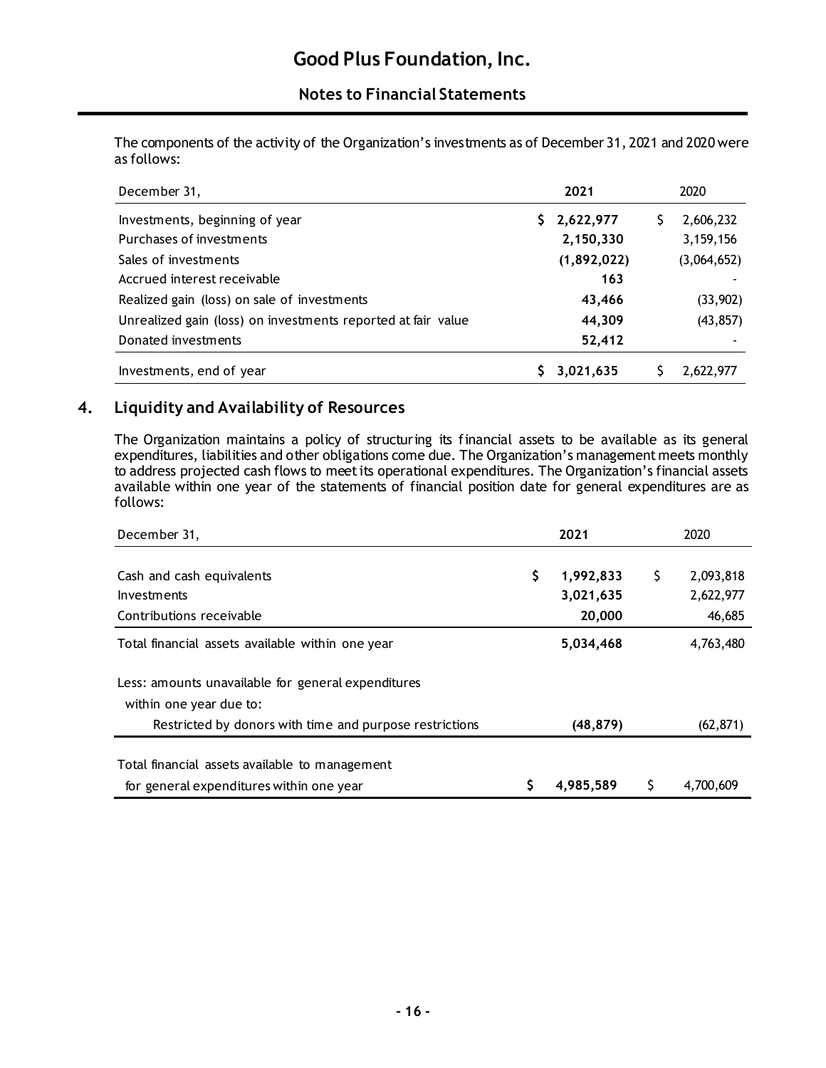The components of the activity of the Organization's investments as of December 31, 2021 and 2020 were as follows:

| December 31, | 2021 | 2020 |
|---|---|---|
| Investments, beginning of year | $ 2,622,977 | $ 2,606,232 |
| Purchases of investments | 2,150,330 | 3,159,156 |
| Sales of investments | (1,892,022) | (3,064,652) |
| Accrued interest receivable | 163 | - |
| Realized gain (loss) on sale of investments | 43,466 | (33,902) |
| Unrealized gain (loss) on investments reported at fair value | 44,309 | (43,857) |
| Donated investments | 52,412 | - |
| Investments, end of year | $ 3,021,635 | $ 2,622,977 |

## 4. Liquidity and Availability of Resources

The Organization maintains a policy of structuring its financial assets to be available as its general expenditures, liabilities and other obligations come due. The Organization's management meets monthly to address projected cash flows to meet its operational expenditures. The Organization's financial assets available within one year of the statements of financial position date for general expenditures are as follows:

| December 31, | 2021 | 2020 |
|---|---|---|
| Cash and cash equivalents | $ 1,992,833 | $ 2,093,818 |
| Investments | 3,021,635 | 2,622,977 |
| Contributions receivable | 20,000 | 46,685 |
| Total financial assets available within one year | 5,034,468 | 4,763,480 |
| Less: amounts unavailable for general expenditures within one year due to: | | |
| Restricted by donors with time and purpose restrictions | (48,879) | (62,871) |
| Total financial assets available to management for general expenditures within one year | $ 4,985,589 | $ 4,700,609 |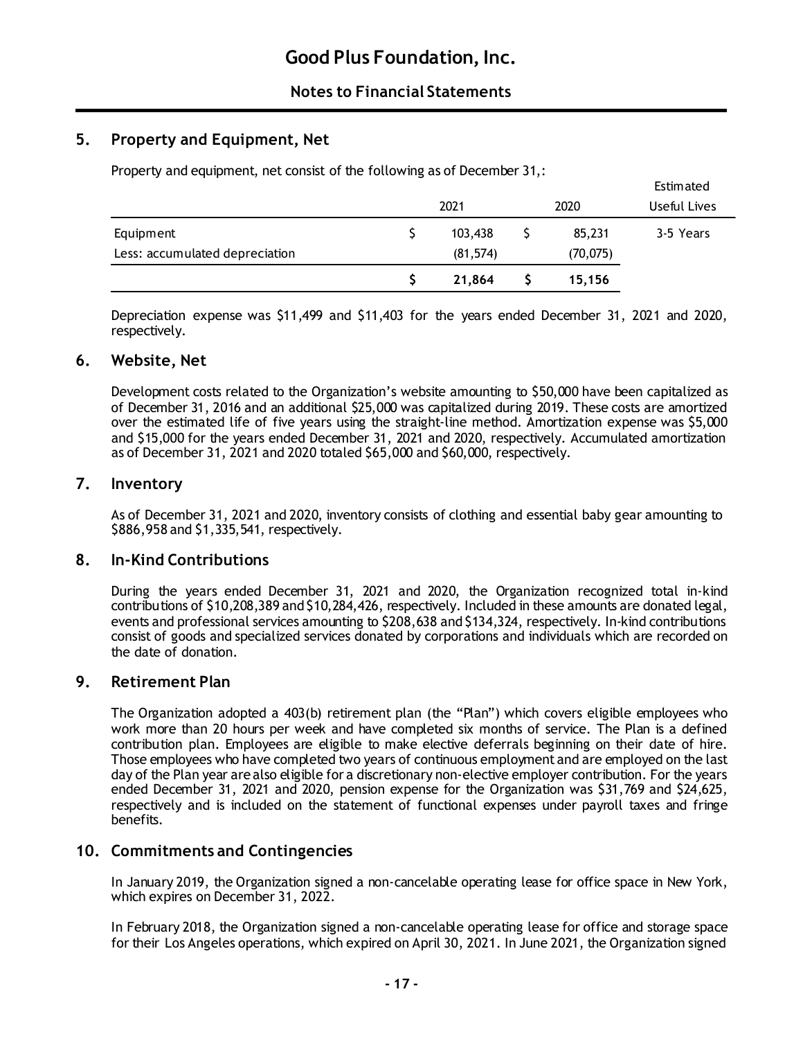# Good Plus Foundation, Inc.

## Notes to Financial Statements

## 5. Property and Equipment, Net

Property and equipment, net consist of the following as of December 31,:

| | 2021 | 2020 | Estimated Useful Lives |
|---|---|---|---|
| Equipment | $ 103,438 | $ 85,231 | 3-5 Years |
| Less: accumulated depreciation | (81,574) | (70,075) | |
| | **$ 21,864** | **$ 15,156** | |

Depreciation expense was $11,499 and $11,403 for the years ended December 31, 2021 and 2020, respectively.

## 6. Website, Net

Development costs related to the Organization's website amounting to $50,000 have been capitalized as of December 31, 2016 and an additional $25,000 was capitalized during 2019. These costs are amortized over the estimated life of five years using the straight-line method. Amortization expense was $5,000 and $15,000 for the years ended December 31, 2021 and 2020, respectively. Accumulated amortization as of December 31, 2021 and 2020 totaled $65,000 and $60,000, respectively.

## 7. Inventory

As of December 31, 2021 and 2020, inventory consists of clothing and essential baby gear amounting to $886,958 and $1,335,541, respectively.

## 8. In-Kind Contributions

During the years ended December 31, 2021 and 2020, the Organization recognized total in-kind contributions of $10,208,389 and $10,284,426, respectively. Included in these amounts are donated legal, events and professional services amounting to $208,638 and $134,324, respectively. In-kind contributions consist of goods and specialized services donated by corporations and individuals which are recorded on the date of donation.

## 9. Retirement Plan

The Organization adopted a 403(b) retirement plan (the "Plan") which covers eligible employees who work more than 20 hours per week and have completed six months of service. The Plan is a defined contribution plan. Employees are eligible to make elective deferrals beginning on their date of hire. Those employees who have completed two years of continuous employment and are employed on the last day of the Plan year are also eligible for a discretionary non-elective employer contribution. For the years ended December 31, 2021 and 2020, pension expense for the Organization was $31,769 and $24,625, respectively and is included on the statement of functional expenses under payroll taxes and fringe benefits.

## 10. Commitments and Contingencies

In January 2019, the Organization signed a non-cancelable operating lease for office space in New York, which expires on December 31, 2022.

In February 2018, the Organization signed a non-cancelable operating lease for office and storage space for their Los Angeles operations, which expired on April 30, 2021. In June 2021, the Organization signed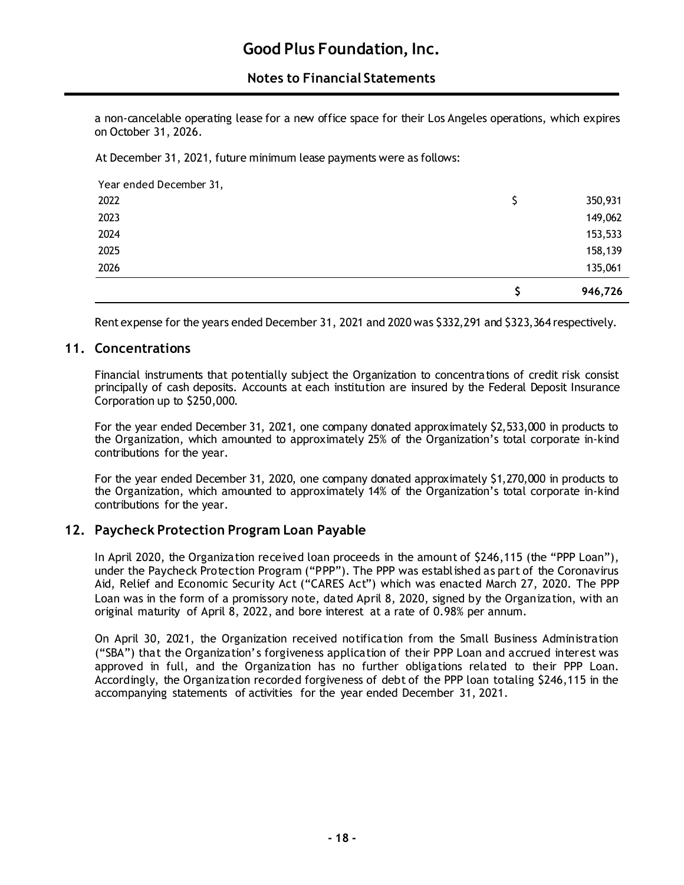a non-cancelable operating lease for a new office space for their Los Angeles operations, which expires on October 31, 2026.

At December 31, 2021, future minimum lease payments were as follows:

| Year ended December 31, | | |
|---|---|---|
| 2022 | $ | 350,931 |
| 2023 | | 149,062 |
| 2024 | | 153,533 |
| 2025 | | 158,139 |
| 2026 | | 135,061 |
| | **$** | **946,726** |

Rent expense for the years ended December 31, 2021 and 2020 was $332,291 and $323,364 respectively.

## 11. Concentrations

Financial instruments that potentially subject the Organization to concentrations of credit risk consist principally of cash deposits. Accounts at each institution are insured by the Federal Deposit Insurance Corporation up to $250,000.

For the year ended December 31, 2021, one company donated approximately $2,533,000 in products to the Organization, which amounted to approximately 25% of the Organization's total corporate in-kind contributions for the year.

For the year ended December 31, 2020, one company donated approximately $1,270,000 in products to the Organization, which amounted to approximately 14% of the Organization's total corporate in-kind contributions for the year.

## 12. Paycheck Protection Program Loan Payable

In April 2020, the Organization received loan proceeds in the amount of $246,115 (the "PPP Loan"), under the Paycheck Protection Program ("PPP"). The PPP was established as part of the Coronavirus Aid, Relief and Economic Security Act ("CARES Act") which was enacted March 27, 2020. The PPP Loan was in the form of a promissory note, dated April 8, 2020, signed by the Organization, with an original maturity of April 8, 2022, and bore interest at a rate of 0.98% per annum.

On April 30, 2021, the Organization received notification from the Small Business Administration ("SBA") that the Organization's forgiveness application of their PPP Loan and accrued interest was approved in full, and the Organization has no further obligations related to their PPP Loan. Accordingly, the Organization recorded forgiveness of debt of the PPP loan totaling $246,115 in the accompanying statements of activities for the year ended December 31, 2021.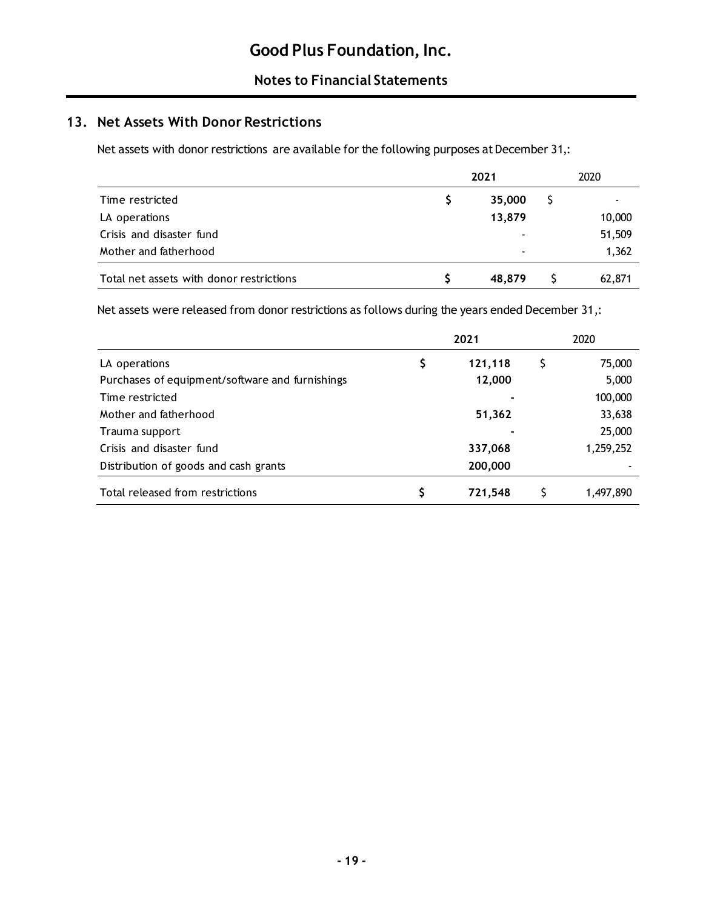## 13. Net Assets With Donor Restrictions

Net assets with donor restrictions are available for the following purposes at December 31,:

| | 2021 | 2020 |
|---|---|---|
| Time restricted | $ **35,000** | $ - |
| LA operations | **13,879** | 10,000 |
| Crisis and disaster fund | - | 51,509 |
| Mother and fatherhood | - | 1,362 |
| Total net assets with donor restrictions | $ **48,879** | $ 62,871 |

Net assets were released from donor restrictions as follows during the years ended December 31,:

| | 2021 | 2020 |
|---|---|---|
| LA operations | $ **121,118** | $ 75,000 |
| Purchases of equipment/software and furnishings | **12,000** | 5,000 |
| Time restricted | **-** | 100,000 |
| Mother and fatherhood | **51,362** | 33,638 |
| Trauma support | **-** | 25,000 |
| Crisis and disaster fund | **337,068** | 1,259,252 |
| Distribution of goods and cash grants | **200,000** | - |
| Total released from restrictions | $ **721,548** | $ 1,497,890 |